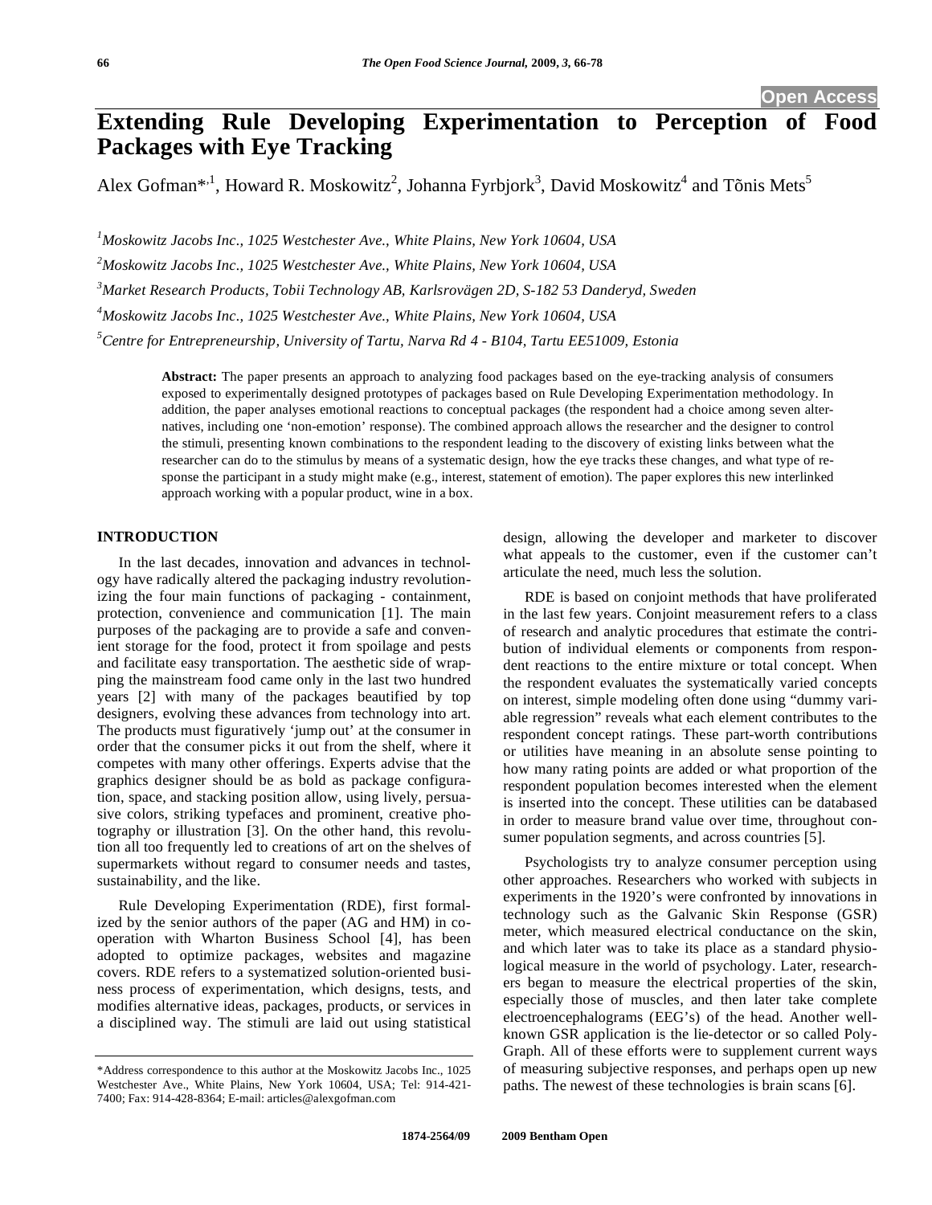Open Access

# Extending Rule Developing Experimentation to Perception of Food Packages with Eye Tracking

Alex Gofman*[,1], Howard R. Moskowitz[2], Johanna Fyrbjork[3], David Moskowitz[4] and Tõnis Mets[5]

[1]*Moskowitz Jacobs Inc., 1025 Westchester Ave., White Plains, New York 10604, USA*

[2]*Moskowitz Jacobs Inc., 1025 Westchester Ave., White Plains, New York 10604, USA*

[3]*Market Research Products, Tobii Technology AB, Karlsrovägen 2D, S-182 53 Danderyd, Sweden*

[4]*Moskowitz Jacobs Inc., 1025 Westchester Ave., White Plains, New York 10604, USA*

[5]*Centre for Entrepreneurship, University of Tartu, Narva Rd 4 - B104, Tartu EE51009, Estonia*

**Abstract:** The paper presents an approach to analyzing food packages based on the eye-tracking analysis of consumers exposed to experimentally designed prototypes of packages based on Rule Developing Experimentation methodology. In addition, the paper analyses emotional reactions to conceptual packages (the respondent had a choice among seven alternatives, including one 'non-emotion' response). The combined approach allows the researcher and the designer to control the stimuli, presenting known combinations to the respondent leading to the discovery of existing links between what the researcher can do to the stimulus by means of a systematic design, how the eye tracks these changes, and what type of response the participant in a study might make (e.g., interest, statement of emotion). The paper explores this new interlinked approach working with a popular product, wine in a box.

## INTRODUCTION

In the last decades, innovation and advances in technology have radically altered the packaging industry revolutionizing the four main functions of packaging - containment, protection, convenience and communication [1]. The main purposes of the packaging are to provide a safe and convenient storage for the food, protect it from spoilage and pests and facilitate easy transportation. The aesthetic side of wrapping the mainstream food came only in the last two hundred years [2] with many of the packages beautified by top designers, evolving these advances from technology into art. The products must figuratively 'jump out' at the consumer in order that the consumer picks it out from the shelf, where it competes with many other offerings. Experts advise that the graphics designer should be as bold as package configuration, space, and stacking position allow, using lively, persuasive colors, striking typefaces and prominent, creative photography or illustration [3]. On the other hand, this revolution all too frequently led to creations of art on the shelves of supermarkets without regard to consumer needs and tastes, sustainability, and the like.

Rule Developing Experimentation (RDE), first formalized by the senior authors of the paper (AG and HM) in cooperation with Wharton Business School [4], has been adopted to optimize packages, websites and magazine covers. RDE refers to a systematized solution-oriented business process of experimentation, which designs, tests, and modifies alternative ideas, packages, products, or services in a disciplined way. The stimuli are laid out using statistical design, allowing the developer and marketer to discover what appeals to the customer, even if the customer can't articulate the need, much less the solution.

RDE is based on conjoint methods that have proliferated in the last few years. Conjoint measurement refers to a class of research and analytic procedures that estimate the contribution of individual elements or components from respondent reactions to the entire mixture or total concept. When the respondent evaluates the systematically varied concepts on interest, simple modeling often done using "dummy variable regression" reveals what each element contributes to the respondent concept ratings. These part-worth contributions or utilities have meaning in an absolute sense pointing to how many rating points are added or what proportion of the respondent population becomes interested when the element is inserted into the concept. These utilities can be databased in order to measure brand value over time, throughout consumer population segments, and across countries [5].

Psychologists try to analyze consumer perception using other approaches. Researchers who worked with subjects in experiments in the 1920's were confronted by innovations in technology such as the Galvanic Skin Response (GSR) meter, which measured electrical conductance on the skin, and which later was to take its place as a standard physiological measure in the world of psychology. Later, researchers began to measure the electrical properties of the skin, especially those of muscles, and then later take complete electroencephalograms (EEG's) of the head. Another well-known GSR application is the lie-detector or so called Poly-Graph. All of these efforts were to supplement current ways of measuring subjective responses, and perhaps open up new paths. The newest of these technologies is brain scans [6].

*Address correspondence to this author at the Moskowitz Jacobs Inc., 1025 Westchester Ave., White Plains, New York 10604, USA; Tel: 914-421-7400; Fax: 914-428-8364; E-mail: articles@alexgofman.com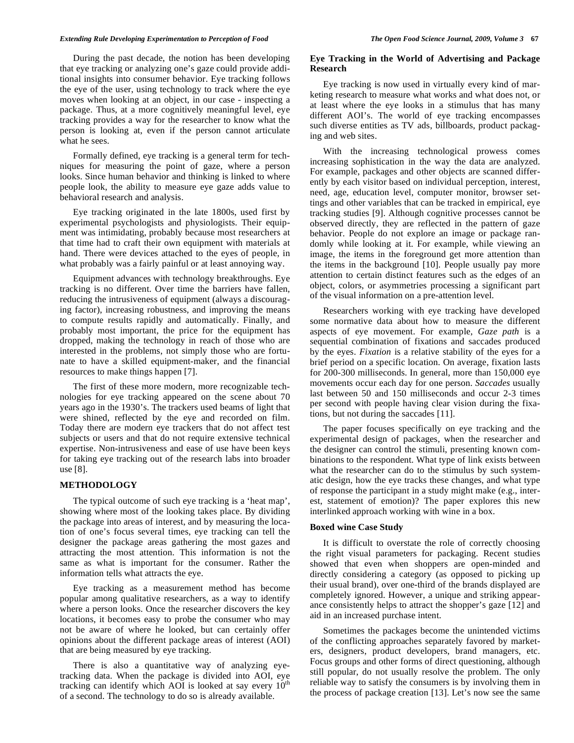During the past decade, the notion has been developing that eye tracking or analyzing one's gaze could provide additional insights into consumer behavior. Eye tracking follows the eye of the user, using technology to track where the eye moves when looking at an object, in our case - inspecting a package. Thus, at a more cognitively meaningful level, eye tracking provides a way for the researcher to know what the person is looking at, even if the person cannot articulate what he sees.

Formally defined, eye tracking is a general term for techniques for measuring the point of gaze, where a person looks. Since human behavior and thinking is linked to where people look, the ability to measure eye gaze adds value to behavioral research and analysis.

Eye tracking originated in the late 1800s, used first by experimental psychologists and physiologists. Their equipment was intimidating, probably because most researchers at that time had to craft their own equipment with materials at hand. There were devices attached to the eyes of people, in what probably was a fairly painful or at least annoying way.

Equipment advances with technology breakthroughs. Eye tracking is no different. Over time the barriers have fallen, reducing the intrusiveness of equipment (always a discouraging factor), increasing robustness, and improving the means to compute results rapidly and automatically. Finally, and probably most important, the price for the equipment has dropped, making the technology in reach of those who are interested in the problems, not simply those who are fortunate to have a skilled equipment-maker, and the financial resources to make things happen [7].

The first of these more modern, more recognizable technologies for eye tracking appeared on the scene about 70 years ago in the 1930's. The trackers used beams of light that were shined, reflected by the eye and recorded on film. Today there are modern eye trackers that do not affect test subjects or users and that do not require extensive technical expertise. Non-intrusiveness and ease of use have been keys for taking eye tracking out of the research labs into broader use [8].

## METHODOLOGY

The typical outcome of such eye tracking is a 'heat map', showing where most of the looking takes place. By dividing the package into areas of interest, and by measuring the location of one's focus several times, eye tracking can tell the designer the package areas gathering the most gazes and attracting the most attention. This information is not the same as what is important for the consumer. Rather the information tells what attracts the eye.

Eye tracking as a measurement method has become popular among qualitative researchers, as a way to identify where a person looks. Once the researcher discovers the key locations, it becomes easy to probe the consumer who may not be aware of where he looked, but can certainly offer opinions about the different package areas of interest (AOI) that are being measured by eye tracking.

There is also a quantitative way of analyzing eye-tracking data. When the package is divided into AOI, eye tracking can identify which AOI is looked at say every 10th of a second. The technology to do so is already available.

### Eye Tracking in the World of Advertising and Package Research

Eye tracking is now used in virtually every kind of marketing research to measure what works and what does not, or at least where the eye looks in a stimulus that has many different AOI's. The world of eye tracking encompasses such diverse entities as TV ads, billboards, product packaging and web sites.

With the increasing technological prowess comes increasing sophistication in the way the data are analyzed. For example, packages and other objects are scanned differently by each visitor based on individual perception, interest, need, age, education level, computer monitor, browser settings and other variables that can be tracked in empirical, eye tracking studies [9]. Although cognitive processes cannot be observed directly, they are reflected in the pattern of gaze behavior. People do not explore an image or package randomly while looking at it. For example, while viewing an image, the items in the foreground get more attention than the items in the background [10]. People usually pay more attention to certain distinct features such as the edges of an object, colors, or asymmetries processing a significant part of the visual information on a pre-attention level.

Researchers working with eye tracking have developed some normative data about how to measure the different aspects of eye movement. For example, *Gaze path* is a sequential combination of fixations and saccades produced by the eyes. *Fixation* is a relative stability of the eyes for a brief period on a specific location. On average, fixation lasts for 200-300 milliseconds. In general, more than 150,000 eye movements occur each day for one person. *Saccades* usually last between 50 and 150 milliseconds and occur 2-3 times per second with people having clear vision during the fixations, but not during the saccades [11].

The paper focuses specifically on eye tracking and the experimental design of packages, when the researcher and the designer can control the stimuli, presenting known combinations to the respondent. What type of link exists between what the researcher can do to the stimulus by such systematic design, how the eye tracks these changes, and what type of response the participant in a study might make (e.g., interest, statement of emotion)? The paper explores this new interlinked approach working with wine in a box.

### Boxed wine Case Study

It is difficult to overstate the role of correctly choosing the right visual parameters for packaging. Recent studies showed that even when shoppers are open-minded and directly considering a category (as opposed to picking up their usual brand), over one-third of the brands displayed are completely ignored. However, a unique and striking appearance consistently helps to attract the shopper's gaze [12] and aid in an increased purchase intent.

Sometimes the packages become the unintended victims of the conflicting approaches separately favored by marketers, designers, product developers, brand managers, etc. Focus groups and other forms of direct questioning, although still popular, do not usually resolve the problem. The only reliable way to satisfy the consumers is by involving them in the process of package creation [13]. Let's now see the same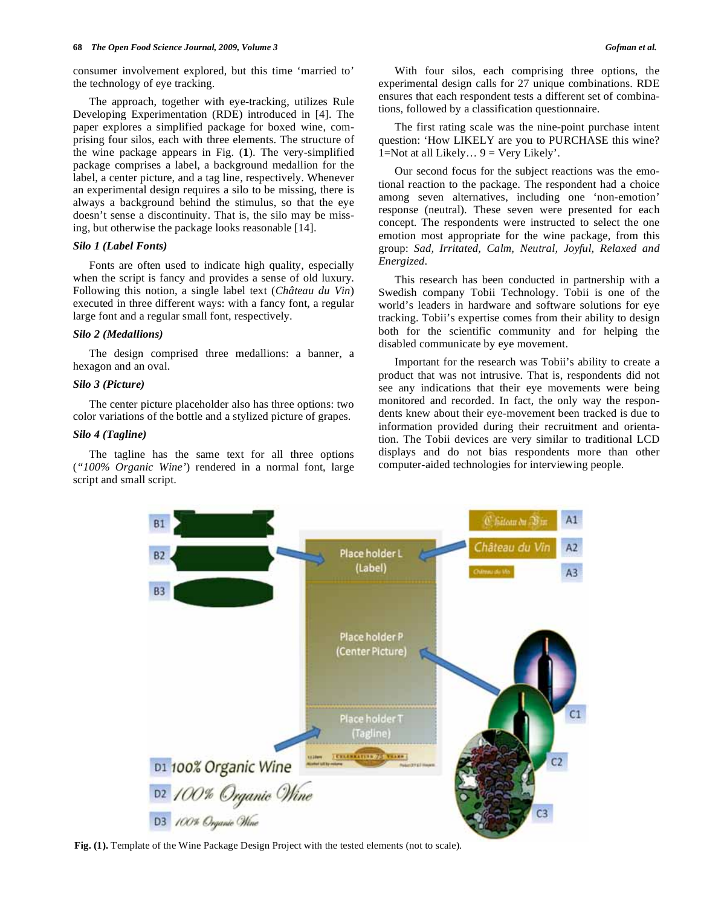consumer involvement explored, but this time 'married to' the technology of eye tracking.

The approach, together with eye-tracking, utilizes Rule Developing Experimentation (RDE) introduced in [4]. The paper explores a simplified package for boxed wine, comprising four silos, each with three elements. The structure of the wine package appears in Fig. (**1**). The very-simplified package comprises a label, a background medallion for the label, a center picture, and a tag line, respectively. Whenever an experimental design requires a silo to be missing, there is always a background behind the stimulus, so that the eye doesn't sense a discontinuity. That is, the silo may be missing, but otherwise the package looks reasonable [14].

### *Silo 1 (Label Fonts)*

Fonts are often used to indicate high quality, especially when the script is fancy and provides a sense of old luxury. Following this notion, a single label text (*Château du Vin*) executed in three different ways: with a fancy font, a regular large font and a regular small font, respectively.

### *Silo 2 (Medallions)*

The design comprised three medallions: a banner, a hexagon and an oval.

### *Silo 3 (Picture)*

The center picture placeholder also has three options: two color variations of the bottle and a stylized picture of grapes.

### *Silo 4 (Tagline)*

The tagline has the same text for all three options (*"100% Organic Wine'*) rendered in a normal font, large script and small script.

With four silos, each comprising three options, the experimental design calls for 27 unique combinations. RDE ensures that each respondent tests a different set of combinations, followed by a classification questionnaire.

The first rating scale was the nine-point purchase intent question: 'How LIKELY are you to PURCHASE this wine? 1=Not at all Likely… 9 = Very Likely'.

Our second focus for the subject reactions was the emotional reaction to the package. The respondent had a choice among seven alternatives, including one 'non-emotion' response (neutral). These seven were presented for each concept. The respondents were instructed to select the one emotion most appropriate for the wine package, from this group: *Sad, Irritated, Calm, Neutral, Joyful, Relaxed and Energized*.

This research has been conducted in partnership with a Swedish company Tobii Technology. Tobii is one of the world's leaders in hardware and software solutions for eye tracking. Tobii's expertise comes from their ability to design both for the scientific community and for helping the disabled communicate by eye movement.

Important for the research was Tobii's ability to create a product that was not intrusive. That is, respondents did not see any indications that their eye movements were being monitored and recorded. In fact, the only way the respondents knew about their eye-movement been tracked is due to information provided during their recruitment and orientation. The Tobii devices are very similar to traditional LCD displays and do not bias respondents more than other computer-aided technologies for interviewing people.

**Fig. (1).** Template of the Wine Package Design Project with the tested elements (not to scale).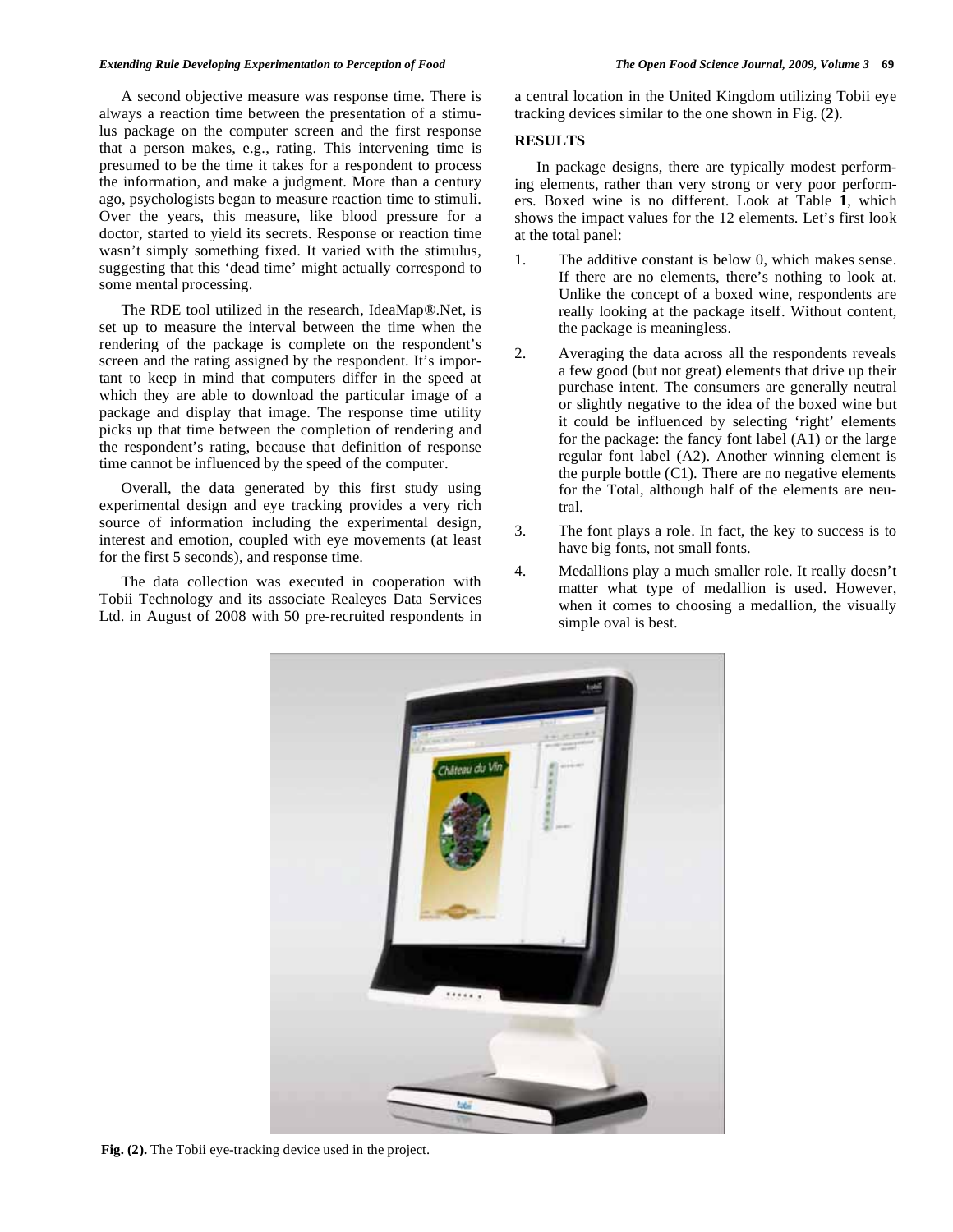A second objective measure was response time. There is always a reaction time between the presentation of a stimulus package on the computer screen and the first response that a person makes, e.g., rating. This intervening time is presumed to be the time it takes for a respondent to process the information, and make a judgment. More than a century ago, psychologists began to measure reaction time to stimuli. Over the years, this measure, like blood pressure for a doctor, started to yield its secrets. Response or reaction time wasn't simply something fixed. It varied with the stimulus, suggesting that this 'dead time' might actually correspond to some mental processing.

The RDE tool utilized in the research, IdeaMap®.Net, is set up to measure the interval between the time when the rendering of the package is complete on the respondent's screen and the rating assigned by the respondent. It's important to keep in mind that computers differ in the speed at which they are able to download the particular image of a package and display that image. The response time utility picks up that time between the completion of rendering and the respondent's rating, because that definition of response time cannot be influenced by the speed of the computer.

Overall, the data generated by this first study using experimental design and eye tracking provides a very rich source of information including the experimental design, interest and emotion, coupled with eye movements (at least for the first 5 seconds), and response time.

The data collection was executed in cooperation with Tobii Technology and its associate Realeyes Data Services Ltd. in August of 2008 with 50 pre-recruited respondents in a central location in the United Kingdom utilizing Tobii eye tracking devices similar to the one shown in Fig. (**2**).

## RESULTS

In package designs, there are typically modest performing elements, rather than very strong or very poor performers. Boxed wine is no different. Look at Table **1**, which shows the impact values for the 12 elements. Let's first look at the total panel:

1. The additive constant is below 0, which makes sense. If there are no elements, there's nothing to look at. Unlike the concept of a boxed wine, respondents are really looking at the package itself. Without content, the package is meaningless.
2. Averaging the data across all the respondents reveals a few good (but not great) elements that drive up their purchase intent. The consumers are generally neutral or slightly negative to the idea of the boxed wine but it could be influenced by selecting 'right' elements for the package: the fancy font label (A1) or the large regular font label (A2). Another winning element is the purple bottle (C1). There are no negative elements for the Total, although half of the elements are neutral.
3. The font plays a role. In fact, the key to success is to have big fonts, not small fonts.
4. Medallions play a much smaller role. It really doesn't matter what type of medallion is used. However, when it comes to choosing a medallion, the visually simple oval is best.

**Fig. (2).** The Tobii eye-tracking device used in the project.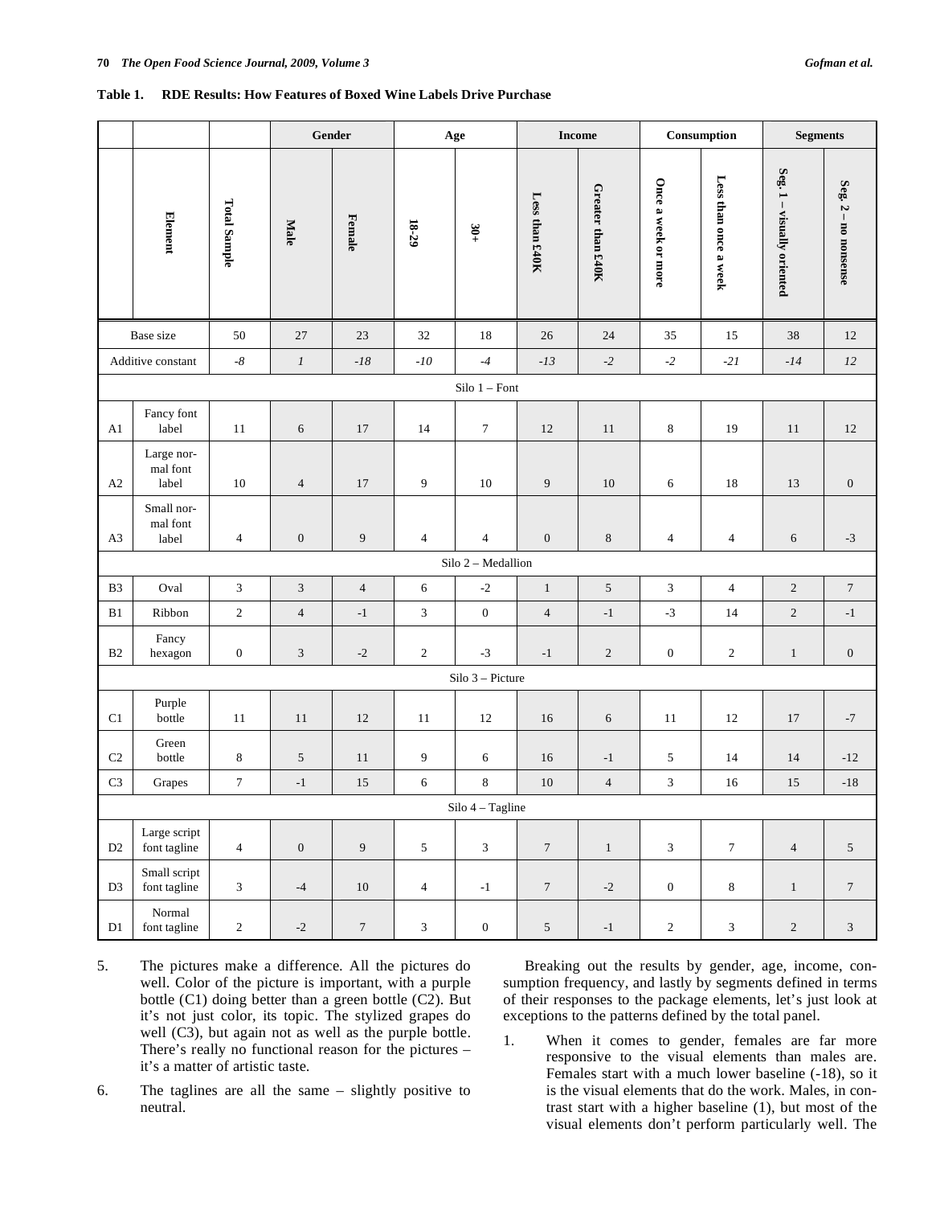**Table 1. RDE Results: How Features of Boxed Wine Labels Drive Purchase**

| | | | Gender | | Age | | Income | | Consumption | | Segments | |
|---|---|---|---|---|---|---|---|---|---|---|---|---|
| | Element | Total Sample | Male | Female | 18-29 | 30+ | Less than £40K | Greater than £40K | Once a week or more | Less than once a week | Seg. 1 – visually oriented | Seg. 2 – no nonsense |
| Base size | | 50 | 27 | 23 | 32 | 18 | 26 | 24 | 35 | 15 | 38 | 12 |
| Additive constant | | *-8* | *1* | *-18* | *-10* | *-4* | *-13* | *-2* | *-2* | *-21* | *-14* | *12* |
| Silo 1 – Font | | | | | | | | | | | | |
| A1 | Fancy font label | 11 | 6 | 17 | 14 | 7 | 12 | 11 | 8 | 19 | 11 | 12 |
| A2 | Large normal font label | 10 | 4 | 17 | 9 | 10 | 9 | 10 | 6 | 18 | 13 | 0 |
| A3 | Small normal font label | 4 | 0 | 9 | 4 | 4 | 0 | 8 | 4 | 4 | 6 | -3 |
| Silo 2 – Medallion | | | | | | | | | | | | |
| B3 | Oval | 3 | 3 | 4 | 6 | -2 | 1 | 5 | 3 | 4 | 2 | 7 |
| B1 | Ribbon | 2 | 4 | -1 | 3 | 0 | 4 | -1 | -3 | 14 | 2 | -1 |
| B2 | Fancy hexagon | 0 | 3 | -2 | 2 | -3 | -1 | 2 | 0 | 2 | 1 | 0 |
| Silo 3 – Picture | | | | | | | | | | | | |
| C1 | Purple bottle | 11 | 11 | 12 | 11 | 12 | 16 | 6 | 11 | 12 | 17 | -7 |
| C2 | Green bottle | 8 | 5 | 11 | 9 | 6 | 16 | -1 | 5 | 14 | 14 | -12 |
| C3 | Grapes | 7 | -1 | 15 | 6 | 8 | 10 | 4 | 3 | 16 | 15 | -18 |
| Silo 4 – Tagline | | | | | | | | | | | | |
| D2 | Large script font tagline | 4 | 0 | 9 | 5 | 3 | 7 | 1 | 3 | 7 | 4 | 5 |
| D3 | Small script font tagline | 3 | -4 | 10 | 4 | -1 | 7 | -2 | 0 | 8 | 1 | 7 |
| D1 | Normal font tagline | 2 | -2 | 7 | 3 | 0 | 5 | -1 | 2 | 3 | 2 | 3 |

5. The pictures make a difference. All the pictures do well. Color of the picture is important, with a purple bottle (C1) doing better than a green bottle (C2). But it's not just color, its topic. The stylized grapes do well (C3), but again not as well as the purple bottle. There's really no functional reason for the pictures – it's a matter of artistic taste.

6. The taglines are all the same – slightly positive to neutral.

Breaking out the results by gender, age, income, consumption frequency, and lastly by segments defined in terms of their responses to the package elements, let's just look at exceptions to the patterns defined by the total panel.

1. When it comes to gender, females are far more responsive to the visual elements than males are. Females start with a much lower baseline (-18), so it is the visual elements that do the work. Males, in contrast start with a higher baseline (1), but most of the visual elements don't perform particularly well. The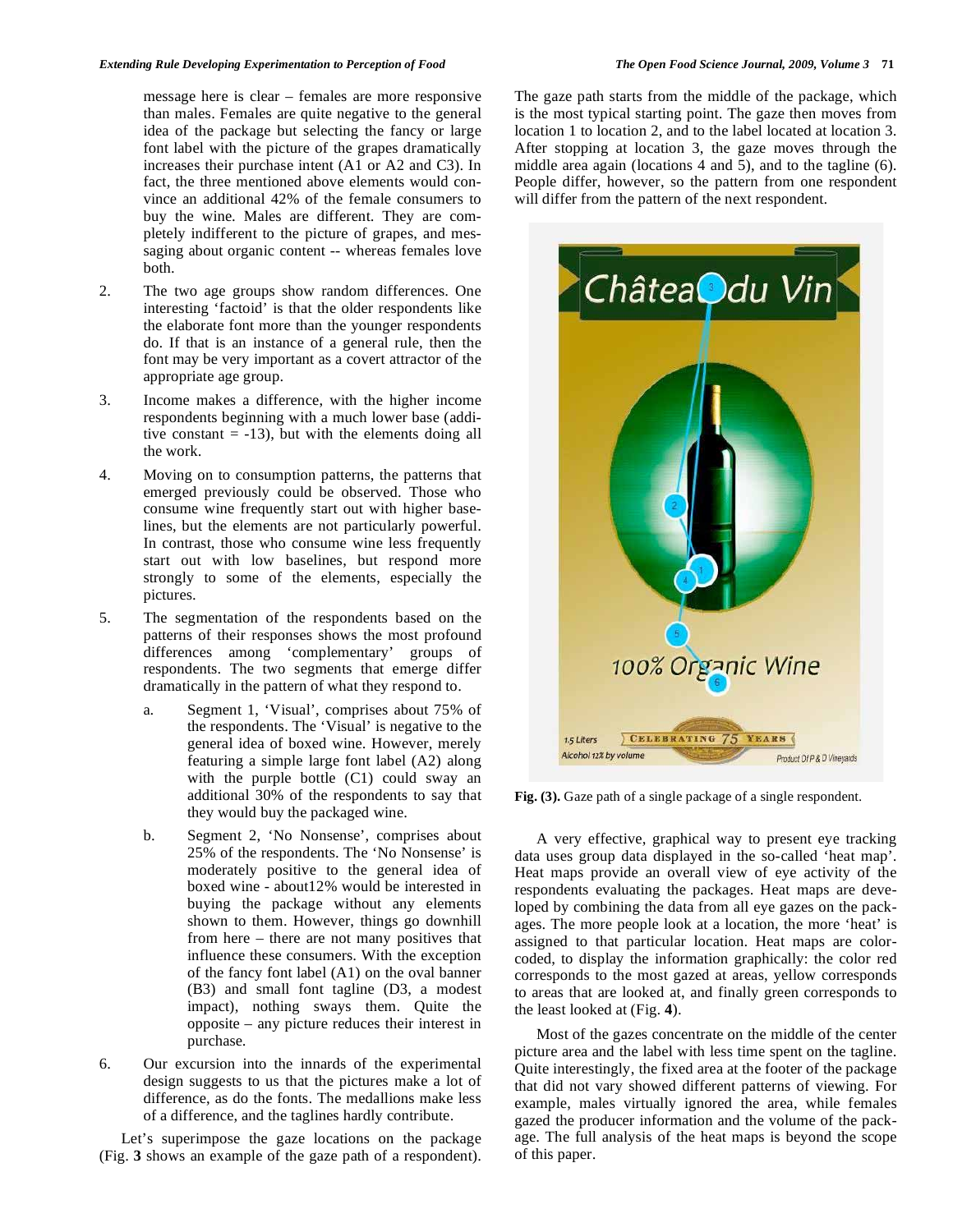message here is clear – females are more responsive than males. Females are quite negative to the general idea of the package but selecting the fancy or large font label with the picture of the grapes dramatically increases their purchase intent (A1 or A2 and C3). In fact, the three mentioned above elements would convince an additional 42% of the female consumers to buy the wine. Males are different. They are completely indifferent to the picture of grapes, and messaging about organic content -- whereas females love both.

2. The two age groups show random differences. One interesting 'factoid' is that the older respondents like the elaborate font more than the younger respondents do. If that is an instance of a general rule, then the font may be very important as a covert attractor of the appropriate age group.

3. Income makes a difference, with the higher income respondents beginning with a much lower base (additive constant = -13), but with the elements doing all the work.

4. Moving on to consumption patterns, the patterns that emerged previously could be observed. Those who consume wine frequently start out with higher baselines, but the elements are not particularly powerful. In contrast, those who consume wine less frequently start out with low baselines, but respond more strongly to some of the elements, especially the pictures.

5. The segmentation of the respondents based on the patterns of their responses shows the most profound differences among 'complementary' groups of respondents. The two segments that emerge differ dramatically in the pattern of what they respond to.

   a. Segment 1, 'Visual', comprises about 75% of the respondents. The 'Visual' is negative to the general idea of boxed wine. However, merely featuring a simple large font label (A2) along with the purple bottle (C1) could sway an additional 30% of the respondents to say that they would buy the packaged wine.

   b. Segment 2, 'No Nonsense', comprises about 25% of the respondents. The 'No Nonsense' is moderately positive to the general idea of boxed wine - about12% would be interested in buying the package without any elements shown to them. However, things go downhill from here – there are not many positives that influence these consumers. With the exception of the fancy font label (A1) on the oval banner (B3) and small font tagline (D3, a modest impact), nothing sways them. Quite the opposite – any picture reduces their interest in purchase.

6. Our excursion into the innards of the experimental design suggests to us that the pictures make a lot of difference, as do the fonts. The medallions make less of a difference, and the taglines hardly contribute.

Let's superimpose the gaze locations on the package (Fig. **3** shows an example of the gaze path of a respondent). The gaze path starts from the middle of the package, which is the most typical starting point. The gaze then moves from location 1 to location 2, and to the label located at location 3. After stopping at location 3, the gaze moves through the middle area again (locations 4 and 5), and to the tagline (6). People differ, however, so the pattern from one respondent will differ from the pattern of the next respondent.

**Fig. (3).** Gaze path of a single package of a single respondent.

A very effective, graphical way to present eye tracking data uses group data displayed in the so-called 'heat map'. Heat maps provide an overall view of eye activity of the respondents evaluating the packages. Heat maps are developed by combining the data from all eye gazes on the packages. The more people look at a location, the more 'heat' is assigned to that particular location. Heat maps are color-coded, to display the information graphically: the color red corresponds to the most gazed at areas, yellow corresponds to areas that are looked at, and finally green corresponds to the least looked at (Fig. **4**).

Most of the gazes concentrate on the middle of the center picture area and the label with less time spent on the tagline. Quite interestingly, the fixed area at the footer of the package that did not vary showed different patterns of viewing. For example, males virtually ignored the area, while females gazed the producer information and the volume of the package. The full analysis of the heat maps is beyond the scope of this paper.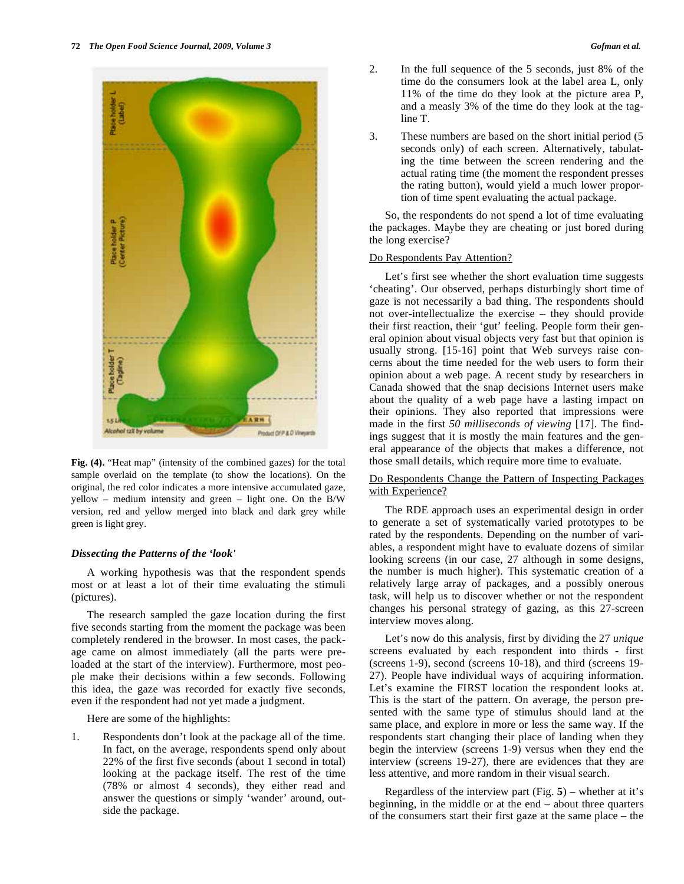Fig. (4). "Heat map" (intensity of the combined gazes) for the total sample overlaid on the template (to show the locations). On the original, the red color indicates a more intensive accumulated gaze, yellow – medium intensity and green – light one. On the B/W version, red and yellow merged into black and dark grey while green is light grey.

### *Dissecting the Patterns of the 'look'*

A working hypothesis was that the respondent spends most or at least a lot of their time evaluating the stimuli (pictures).

The research sampled the gaze location during the first five seconds starting from the moment the package was been completely rendered in the browser. In most cases, the package came on almost immediately (all the parts were preloaded at the start of the interview). Furthermore, most people make their decisions within a few seconds. Following this idea, the gaze was recorded for exactly five seconds, even if the respondent had not yet made a judgment.

Here are some of the highlights:

1. Respondents don't look at the package all of the time. In fact, on the average, respondents spend only about 22% of the first five seconds (about 1 second in total) looking at the package itself. The rest of the time (78% or almost 4 seconds), they either read and answer the questions or simply 'wander' around, outside the package.
2. In the full sequence of the 5 seconds, just 8% of the time do the consumers look at the label area L, only 11% of the time do they look at the picture area P, and a measly 3% of the time do they look at the tagline T.
3. These numbers are based on the short initial period (5 seconds only) of each screen. Alternatively, tabulating the time between the screen rendering and the actual rating time (the moment the respondent presses the rating button), would yield a much lower proportion of time spent evaluating the actual package.

So, the respondents do not spend a lot of time evaluating the packages. Maybe they are cheating or just bored during the long exercise?

Do Respondents Pay Attention?

Let's first see whether the short evaluation time suggests 'cheating'. Our observed, perhaps disturbingly short time of gaze is not necessarily a bad thing. The respondents should not over-intellectualize the exercise – they should provide their first reaction, their 'gut' feeling. People form their general opinion about visual objects very fast but that opinion is usually strong. [15-16] point that Web surveys raise concerns about the time needed for the web users to form their opinion about a web page. A recent study by researchers in Canada showed that the snap decisions Internet users make about the quality of a web page have a lasting impact on their opinions. They also reported that impressions were made in the first *50 milliseconds of viewing* [17]. The findings suggest that it is mostly the main features and the general appearance of the objects that makes a difference, not those small details, which require more time to evaluate.

Do Respondents Change the Pattern of Inspecting Packages with Experience?

The RDE approach uses an experimental design in order to generate a set of systematically varied prototypes to be rated by the respondents. Depending on the number of variables, a respondent might have to evaluate dozens of similar looking screens (in our case, 27 although in some designs, the number is much higher). This systematic creation of a relatively large array of packages, and a possibly onerous task, will help us to discover whether or not the respondent changes his personal strategy of gazing, as this 27-screen interview moves along.

Let's now do this analysis, first by dividing the 27 *unique* screens evaluated by each respondent into thirds - first (screens 1-9), second (screens 10-18), and third (screens 19-27). People have individual ways of acquiring information. Let's examine the FIRST location the respondent looks at. This is the start of the pattern. On average, the person presented with the same type of stimulus should land at the same place, and explore in more or less the same way. If the respondents start changing their place of landing when they begin the interview (screens 1-9) versus when they end the interview (screens 19-27), there are evidences that they are less attentive, and more random in their visual search.

Regardless of the interview part (Fig. **5**) – whether at it's beginning, in the middle or at the end – about three quarters of the consumers start their first gaze at the same place – the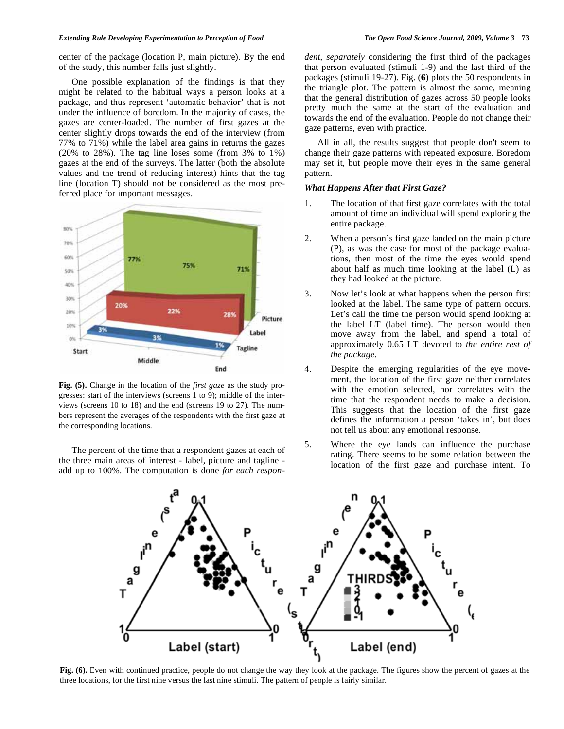center of the package (location P, main picture). By the end of the study, this number falls just slightly.

One possible explanation of the findings is that they might be related to the habitual ways a person looks at a package, and thus represent 'automatic behavior' that is not under the influence of boredom. In the majority of cases, the gazes are center-loaded. The number of first gazes at the center slightly drops towards the end of the interview (from 77% to 71%) while the label area gains in returns the gazes (20% to 28%). The tag line loses some (from 3% to 1%) gazes at the end of the surveys. The latter (both the absolute values and the trend of reducing interest) hints that the tag line (location T) should not be considered as the most preferred place for important messages.

**Fig. (5).** Change in the location of the *first gaze* as the study progresses: start of the interviews (screens 1 to 9); middle of the interviews (screens 10 to 18) and the end (screens 19 to 27). The numbers represent the averages of the respondents with the first gaze at the corresponding locations.

The percent of the time that a respondent gazes at each of the three main areas of interest - label, picture and tagline - add up to 100%. The computation is done *for each respondent, separately* considering the first third of the packages that person evaluated (stimuli 1-9) and the last third of the packages (stimuli 19-27). Fig. (**6**) plots the 50 respondents in the triangle plot. The pattern is almost the same, meaning that the general distribution of gazes across 50 people looks pretty much the same at the start of the evaluation and towards the end of the evaluation. People do not change their gaze patterns, even with practice.

All in all, the results suggest that people don't seem to change their gaze patterns with repeated exposure. Boredom may set it, but people move their eyes in the same general pattern.

### *What Happens After that First Gaze?*

1. The location of that first gaze correlates with the total amount of time an individual will spend exploring the entire package.
2. When a person's first gaze landed on the main picture (P), as was the case for most of the package evaluations, then most of the time the eyes would spend about half as much time looking at the label (L) as they had looked at the picture.
3. Now let's look at what happens when the person first looked at the label. The same type of pattern occurs. Let's call the time the person would spend looking at the label LT (label time). The person would then move away from the label, and spend a total of approximately 0.65 LT devoted to *the entire rest of the package*.
4. Despite the emerging regularities of the eye movement, the location of the first gaze neither correlates with the emotion selected, nor correlates with the time that the respondent needs to make a decision. This suggests that the location of the first gaze defines the information a person 'takes in', but does not tell us about any emotional response.
5. Where the eye lands can influence the purchase rating. There seems to be some relation between the location of the first gaze and purchase intent. To

**Fig. (6).** Even with continued practice, people do not change the way they look at the package. The figures show the percent of gazes at the three locations, for the first nine versus the last nine stimuli. The pattern of people is fairly similar.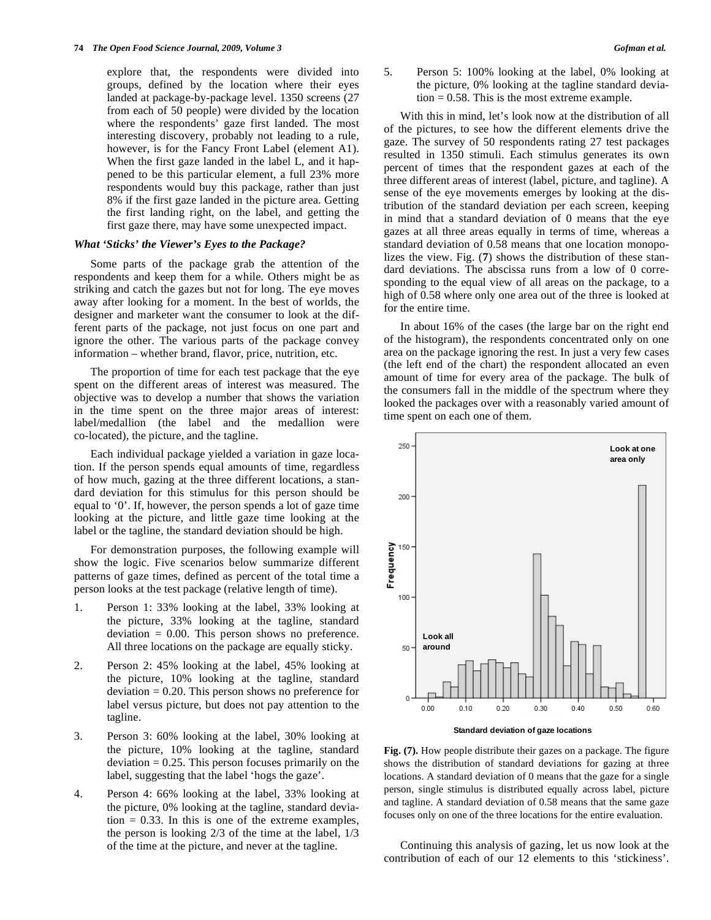explore that, the respondents were divided into groups, defined by the location where their eyes landed at package-by-package level. 1350 screens (27 from each of 50 people) were divided by the location where the respondents' gaze first landed. The most interesting discovery, probably not leading to a rule, however, is for the Fancy Front Label (element A1). When the first gaze landed in the label L, and it happened to be this particular element, a full 23% more respondents would buy this package, rather than just 8% if the first gaze landed in the picture area. Getting the first landing right, on the label, and getting the first gaze there, may have some unexpected impact.

### *What 'Sticks' the Viewer's Eyes to the Package?*

Some parts of the package grab the attention of the respondents and keep them for a while. Others might be as striking and catch the gazes but not for long. The eye moves away after looking for a moment. In the best of worlds, the designer and marketer want the consumer to look at the different parts of the package, not just focus on one part and ignore the other. The various parts of the package convey information – whether brand, flavor, price, nutrition, etc.

The proportion of time for each test package that the eye spent on the different areas of interest was measured. The objective was to develop a number that shows the variation in the time spent on the three major areas of interest: label/medallion (the label and the medallion were co-located), the picture, and the tagline.

Each individual package yielded a variation in gaze location. If the person spends equal amounts of time, regardless of how much, gazing at the three different locations, a standard deviation for this stimulus for this person should be equal to '0'. If, however, the person spends a lot of gaze time looking at the picture, and little gaze time looking at the label or the tagline, the standard deviation should be high.

For demonstration purposes, the following example will show the logic. Five scenarios below summarize different patterns of gaze times, defined as percent of the total time a person looks at the test package (relative length of time).

1. Person 1: 33% looking at the label, 33% looking at the picture, 33% looking at the tagline, standard deviation = 0.00. This person shows no preference. All three locations on the package are equally sticky.
2. Person 2: 45% looking at the label, 45% looking at the picture, 10% looking at the tagline, standard deviation = 0.20. This person shows no preference for label versus picture, but does not pay attention to the tagline.
3. Person 3: 60% looking at the label, 30% looking at the picture, 10% looking at the tagline, standard deviation = 0.25. This person focuses primarily on the label, suggesting that the label 'hogs the gaze'.
4. Person 4: 66% looking at the label, 33% looking at the picture, 0% looking at the tagline, standard deviation = 0.33. In this is one of the extreme examples, the person is looking 2/3 of the time at the label, 1/3 of the time at the picture, and never at the tagline.
5. Person 5: 100% looking at the label, 0% looking at the picture, 0% looking at the tagline standard deviation = 0.58. This is the most extreme example.

With this in mind, let's look now at the distribution of all of the pictures, to see how the different elements drive the gaze. The survey of 50 respondents rating 27 test packages resulted in 1350 stimuli. Each stimulus generates its own percent of times that the respondent gazes at each of the three different areas of interest (label, picture, and tagline). A sense of the eye movements emerges by looking at the distribution of the standard deviation per each screen, keeping in mind that a standard deviation of 0 means that the eye gazes at all three areas equally in terms of time, whereas a standard deviation of 0.58 means that one location monopolizes the view. Fig. (**7**) shows the distribution of these standard deviations. The abscissa runs from a low of 0 corresponding to the equal view of all areas on the package, to a high of 0.58 where only one area out of the three is looked at for the entire time.

In about 16% of the cases (the large bar on the right end of the histogram), the respondents concentrated only on one area on the package ignoring the rest. In just a very few cases (the left end of the chart) the respondent allocated an even amount of time for every area of the package. The bulk of the consumers fall in the middle of the spectrum where they looked the packages over with a reasonably varied amount of time spent on each one of them.

**Fig. (7).** How people distribute their gazes on a package. The figure shows the distribution of standard deviations for gazing at three locations. A standard deviation of 0 means that the gaze for a single person, single stimulus is distributed equally across label, picture and tagline. A standard deviation of 0.58 means that the same gaze focuses only on one of the three locations for the entire evaluation.

Continuing this analysis of gazing, let us now look at the contribution of each of our 12 elements to this 'stickiness'.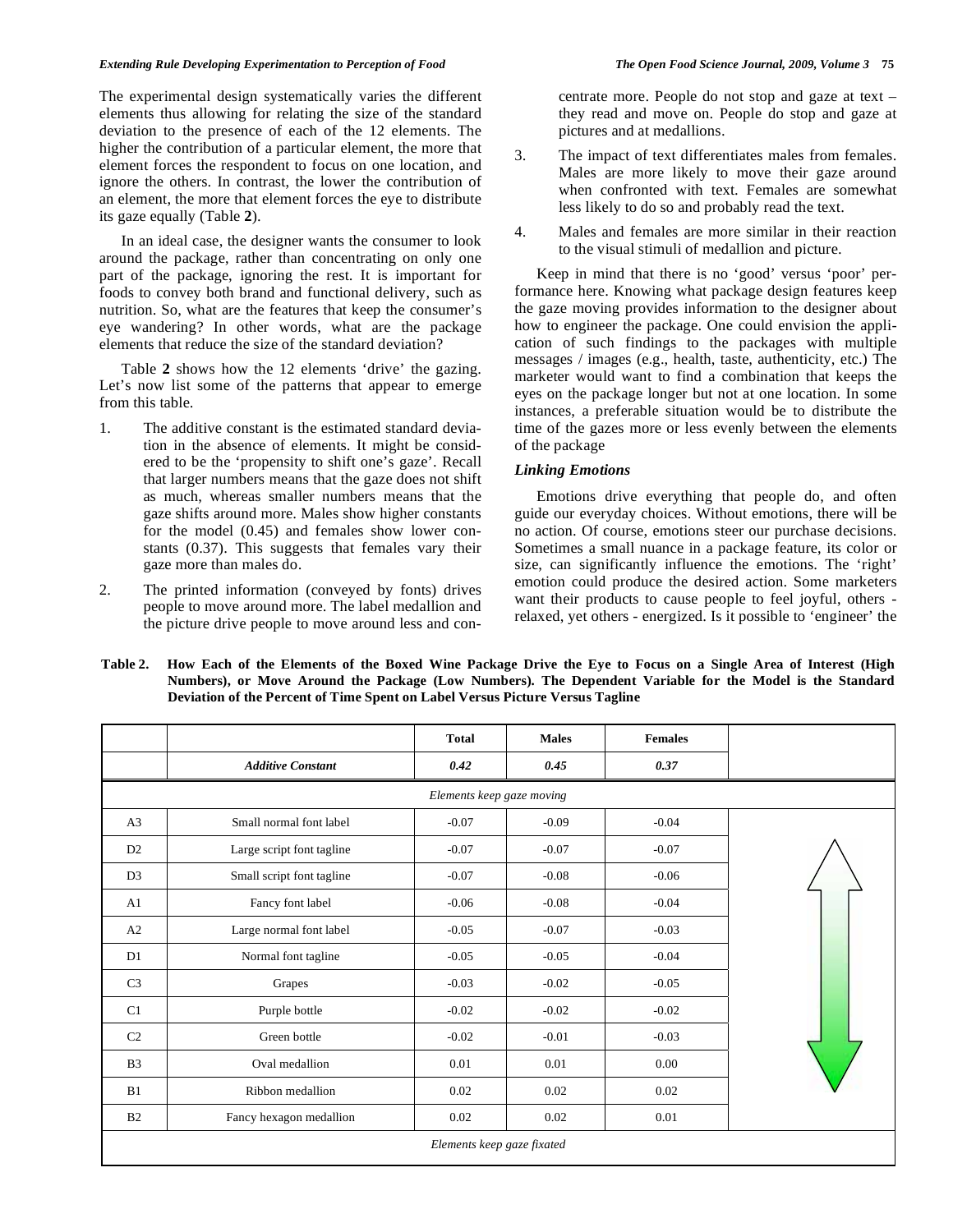The experimental design systematically varies the different elements thus allowing for relating the size of the standard deviation to the presence of each of the 12 elements. The higher the contribution of a particular element, the more that element forces the respondent to focus on one location, and ignore the others. In contrast, the lower the contribution of an element, the more that element forces the eye to distribute its gaze equally (Table **2**).

In an ideal case, the designer wants the consumer to look around the package, rather than concentrating on only one part of the package, ignoring the rest. It is important for foods to convey both brand and functional delivery, such as nutrition. So, what are the features that keep the consumer's eye wandering? In other words, what are the package elements that reduce the size of the standard deviation?

Table **2** shows how the 12 elements 'drive' the gazing. Let's now list some of the patterns that appear to emerge from this table.

1. The additive constant is the estimated standard deviation in the absence of elements. It might be considered to be the 'propensity to shift one's gaze'. Recall that larger numbers means that the gaze does not shift as much, whereas smaller numbers means that the gaze shifts around more. Males show higher constants for the model (0.45) and females show lower constants (0.37). This suggests that females vary their gaze more than males do.
2. The printed information (conveyed by fonts) drives people to move around more. The label medallion and the picture drive people to move around less and concentrate more. People do not stop and gaze at text – they read and move on. People do stop and gaze at pictures and at medallions.
3. The impact of text differentiates males from females. Males are more likely to move their gaze around when confronted with text. Females are somewhat less likely to do so and probably read the text.
4. Males and females are more similar in their reaction to the visual stimuli of medallion and picture.

Keep in mind that there is no 'good' versus 'poor' performance here. Knowing what package design features keep the gaze moving provides information to the designer about how to engineer the package. One could envision the application of such findings to the packages with multiple messages / images (e.g., health, taste, authenticity, etc.) The marketer would want to find a combination that keeps the eyes on the package longer but not at one location. In some instances, a preferable situation would be to distribute the time of the gazes more or less evenly between the elements of the package

### *Linking Emotions*

Emotions drive everything that people do, and often guide our everyday choices. Without emotions, there will be no action. Of course, emotions steer our purchase decisions. Sometimes a small nuance in a package feature, its color or size, can significantly influence the emotions. The 'right' emotion could produce the desired action. Some marketers want their products to cause people to feel joyful, others - relaxed, yet others - energized. Is it possible to 'engineer' the

**Table 2. How Each of the Elements of the Boxed Wine Package Drive the Eye to Focus on a Single Area of Interest (High Numbers), or Move Around the Package (Low Numbers). The Dependent Variable for the Model is the Standard Deviation of the Percent of Time Spent on Label Versus Picture Versus Tagline**

| | | Total | Males | Females |
|---|---|---|---|---|
| | ***Additive Constant*** | ***0.42*** | ***0.45*** | ***0.37*** |
| | *Elements keep gaze moving* | | | |
| A3 | Small normal font label | -0.07 | -0.09 | -0.04 |
| D2 | Large script font tagline | -0.07 | -0.07 | -0.07 |
| D3 | Small script font tagline | -0.07 | -0.08 | -0.06 |
| A1 | Fancy font label | -0.06 | -0.08 | -0.04 |
| A2 | Large normal font label | -0.05 | -0.07 | -0.03 |
| D1 | Normal font tagline | -0.05 | -0.05 | -0.04 |
| C3 | Grapes | -0.03 | -0.02 | -0.05 |
| C1 | Purple bottle | -0.02 | -0.02 | -0.02 |
| C2 | Green bottle | -0.02 | -0.01 | -0.03 |
| B3 | Oval medallion | 0.01 | 0.01 | 0.00 |
| B1 | Ribbon medallion | 0.02 | 0.02 | 0.02 |
| B2 | Fancy hexagon medallion | 0.02 | 0.02 | 0.01 |
| | *Elements keep gaze fixated* | | | |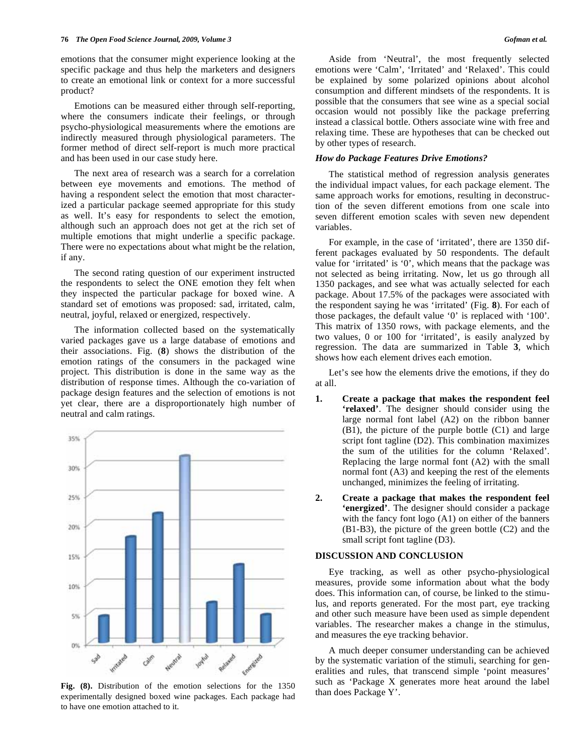emotions that the consumer might experience looking at the specific package and thus help the marketers and designers to create an emotional link or context for a more successful product?

Emotions can be measured either through self-reporting, where the consumers indicate their feelings, or through psycho-physiological measurements where the emotions are indirectly measured through physiological parameters. The former method of direct self-report is much more practical and has been used in our case study here.

The next area of research was a search for a correlation between eye movements and emotions. The method of having a respondent select the emotion that most characterized a particular package seemed appropriate for this study as well. It's easy for respondents to select the emotion, although such an approach does not get at the rich set of multiple emotions that might underlie a specific package. There were no expectations about what might be the relation, if any.

The second rating question of our experiment instructed the respondents to select the ONE emotion they felt when they inspected the particular package for boxed wine. A standard set of emotions was proposed: sad, irritated, calm, neutral, joyful, relaxed or energized, respectively.

The information collected based on the systematically varied packages gave us a large database of emotions and their associations. Fig. (**8**) shows the distribution of the emotion ratings of the consumers in the packaged wine project. This distribution is done in the same way as the distribution of response times. Although the co-variation of package design features and the selection of emotions is not yet clear, there are a disproportionately high number of neutral and calm ratings.

**Fig. (8).** Distribution of the emotion selections for the 1350 experimentally designed boxed wine packages. Each package had to have one emotion attached to it.

Aside from 'Neutral', the most frequently selected emotions were 'Calm', 'Irritated' and 'Relaxed'. This could be explained by some polarized opinions about alcohol consumption and different mindsets of the respondents. It is possible that the consumers that see wine as a special social occasion would not possibly like the package preferring instead a classical bottle. Others associate wine with free and relaxing time. These are hypotheses that can be checked out by other types of research.

### *How do Package Features Drive Emotions?*

The statistical method of regression analysis generates the individual impact values, for each package element. The same approach works for emotions, resulting in deconstruction of the seven different emotions from one scale into seven different emotion scales with seven new dependent variables.

For example, in the case of 'irritated', there are 1350 different packages evaluated by 50 respondents. The default value for 'irritated' is '0', which means that the package was not selected as being irritating. Now, let us go through all 1350 packages, and see what was actually selected for each package. About 17.5% of the packages were associated with the respondent saying he was 'irritated' (Fig. **8**). For each of those packages, the default value '0' is replaced with '100'. This matrix of 1350 rows, with package elements, and the two values, 0 or 100 for 'irritated', is easily analyzed by regression. The data are summarized in Table **3**, which shows how each element drives each emotion.

Let's see how the elements drive the emotions, if they do at all.

1. **Create a package that makes the respondent feel 'relaxed'**. The designer should consider using the large normal font label (A2) on the ribbon banner (B1), the picture of the purple bottle (C1) and large script font tagline (D2). This combination maximizes the sum of the utilities for the column 'Relaxed'. Replacing the large normal font (A2) with the small normal font (A3) and keeping the rest of the elements unchanged, minimizes the feeling of irritating.
2. **Create a package that makes the respondent feel 'energized'**. The designer should consider a package with the fancy font logo (A1) on either of the banners (B1-B3), the picture of the green bottle (C2) and the small script font tagline (D3).

## DISCUSSION AND CONCLUSION

Eye tracking, as well as other psycho-physiological measures, provide some information about what the body does. This information can, of course, be linked to the stimulus, and reports generated. For the most part, eye tracking and other such measure have been used as simple dependent variables. The researcher makes a change in the stimulus, and measures the eye tracking behavior.

A much deeper consumer understanding can be achieved by the systematic variation of the stimuli, searching for generalities and rules, that transcend simple 'point measures' such as 'Package X generates more heat around the label than does Package Y'.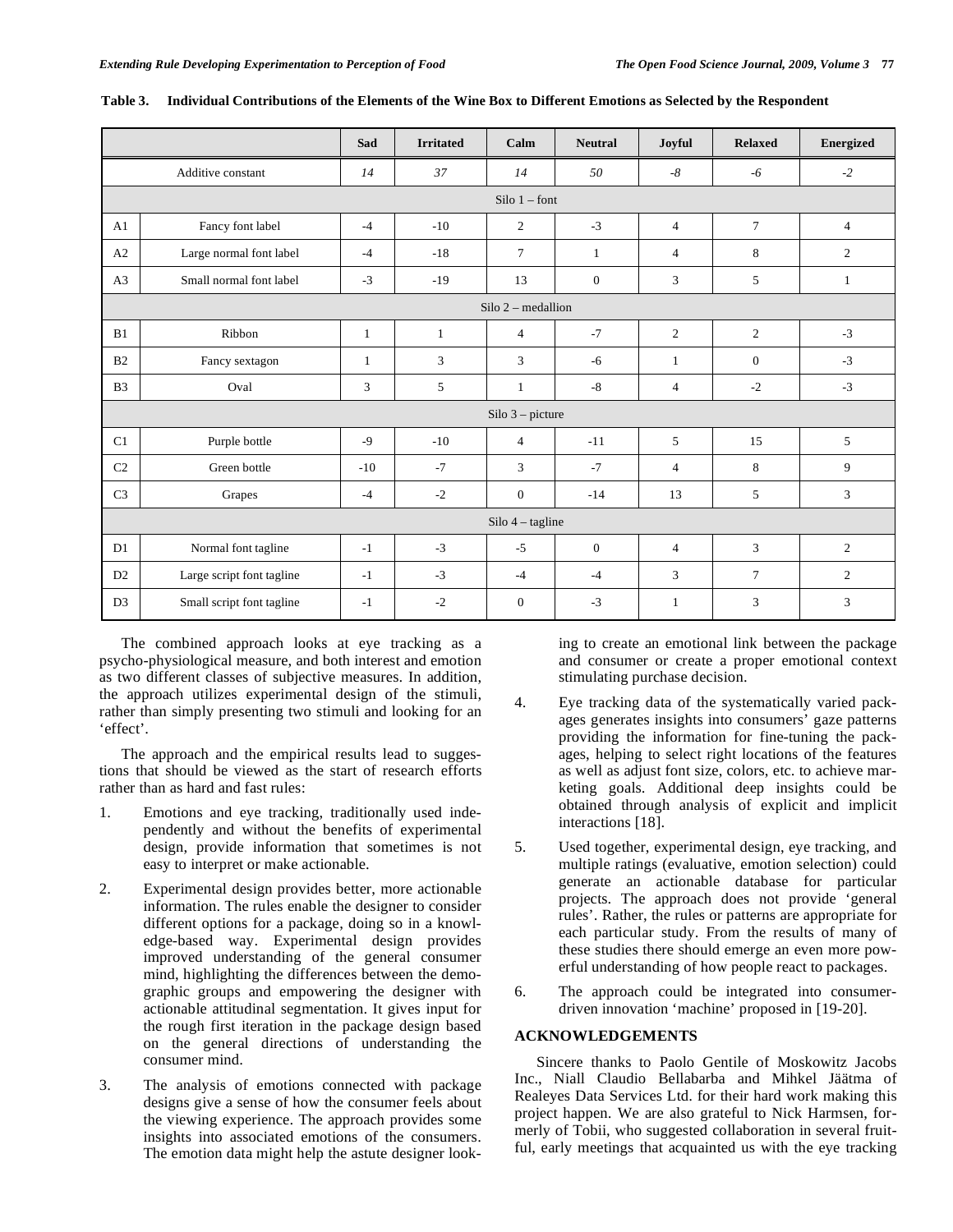**Table 3. Individual Contributions of the Elements of the Wine Box to Different Emotions as Selected by the Respondent**

| | | Sad | Irritated | Calm | Neutral | Joyful | Relaxed | Energized |
|---|---|---|---|---|---|---|---|---|
| Additive constant | | *14* | *37* | *14* | *50* | *-8* | *-6* | *-2* |
| Silo 1 – font | | | | | | | | |
| A1 | Fancy font label | -4 | -10 | 2 | -3 | 4 | 7 | 4 |
| A2 | Large normal font label | -4 | -18 | 7 | 1 | 4 | 8 | 2 |
| A3 | Small normal font label | -3 | -19 | 13 | 0 | 3 | 5 | 1 |
| Silo 2 – medallion | | | | | | | | |
| B1 | Ribbon | 1 | 1 | 4 | -7 | 2 | 2 | -3 |
| B2 | Fancy sextagon | 1 | 3 | 3 | -6 | 1 | 0 | -3 |
| B3 | Oval | 3 | 5 | 1 | -8 | 4 | -2 | -3 |
| Silo 3 – picture | | | | | | | | |
| C1 | Purple bottle | -9 | -10 | 4 | -11 | 5 | 15 | 5 |
| C2 | Green bottle | -10 | -7 | 3 | -7 | 4 | 8 | 9 |
| C3 | Grapes | -4 | -2 | 0 | -14 | 13 | 5 | 3 |
| Silo 4 – tagline | | | | | | | | |
| D1 | Normal font tagline | -1 | -3 | -5 | 0 | 4 | 3 | 2 |
| D2 | Large script font tagline | -1 | -3 | -4 | -4 | 3 | 7 | 2 |
| D3 | Small script font tagline | -1 | -2 | 0 | -3 | 1 | 3 | 3 |

The combined approach looks at eye tracking as a psycho-physiological measure, and both interest and emotion as two different classes of subjective measures. In addition, the approach utilizes experimental design of the stimuli, rather than simply presenting two stimuli and looking for an 'effect'.

The approach and the empirical results lead to suggestions that should be viewed as the start of research efforts rather than as hard and fast rules:

1. Emotions and eye tracking, traditionally used independently and without the benefits of experimental design, provide information that sometimes is not easy to interpret or make actionable.
2. Experimental design provides better, more actionable information. The rules enable the designer to consider different options for a package, doing so in a knowledge-based way. Experimental design provides improved understanding of the general consumer mind, highlighting the differences between the demographic groups and empowering the designer with actionable attitudinal segmentation. It gives input for the rough first iteration in the package design based on the general directions of understanding the consumer mind.
3. The analysis of emotions connected with package designs give a sense of how the consumer feels about the viewing experience. The approach provides some insights into associated emotions of the consumers. The emotion data might help the astute designer looking to create an emotional link between the package and consumer or create a proper emotional context stimulating purchase decision.
4. Eye tracking data of the systematically varied packages generates insights into consumers' gaze patterns providing the information for fine-tuning the packages, helping to select right locations of the features as well as adjust font size, colors, etc. to achieve marketing goals. Additional deep insights could be obtained through analysis of explicit and implicit interactions [18].
5. Used together, experimental design, eye tracking, and multiple ratings (evaluative, emotion selection) could generate an actionable database for particular projects. The approach does not provide 'general rules'. Rather, the rules or patterns are appropriate for each particular study. From the results of many of these studies there should emerge an even more powerful understanding of how people react to packages.
6. The approach could be integrated into consumer-driven innovation 'machine' proposed in [19-20].

## ACKNOWLEDGEMENTS

Sincere thanks to Paolo Gentile of Moskowitz Jacobs Inc., Niall Claudio Bellabarba and Mihkel Jäätma of Realeyes Data Services Ltd. for their hard work making this project happen. We are also grateful to Nick Harmsen, formerly of Tobii, who suggested collaboration in several fruitful, early meetings that acquainted us with the eye tracking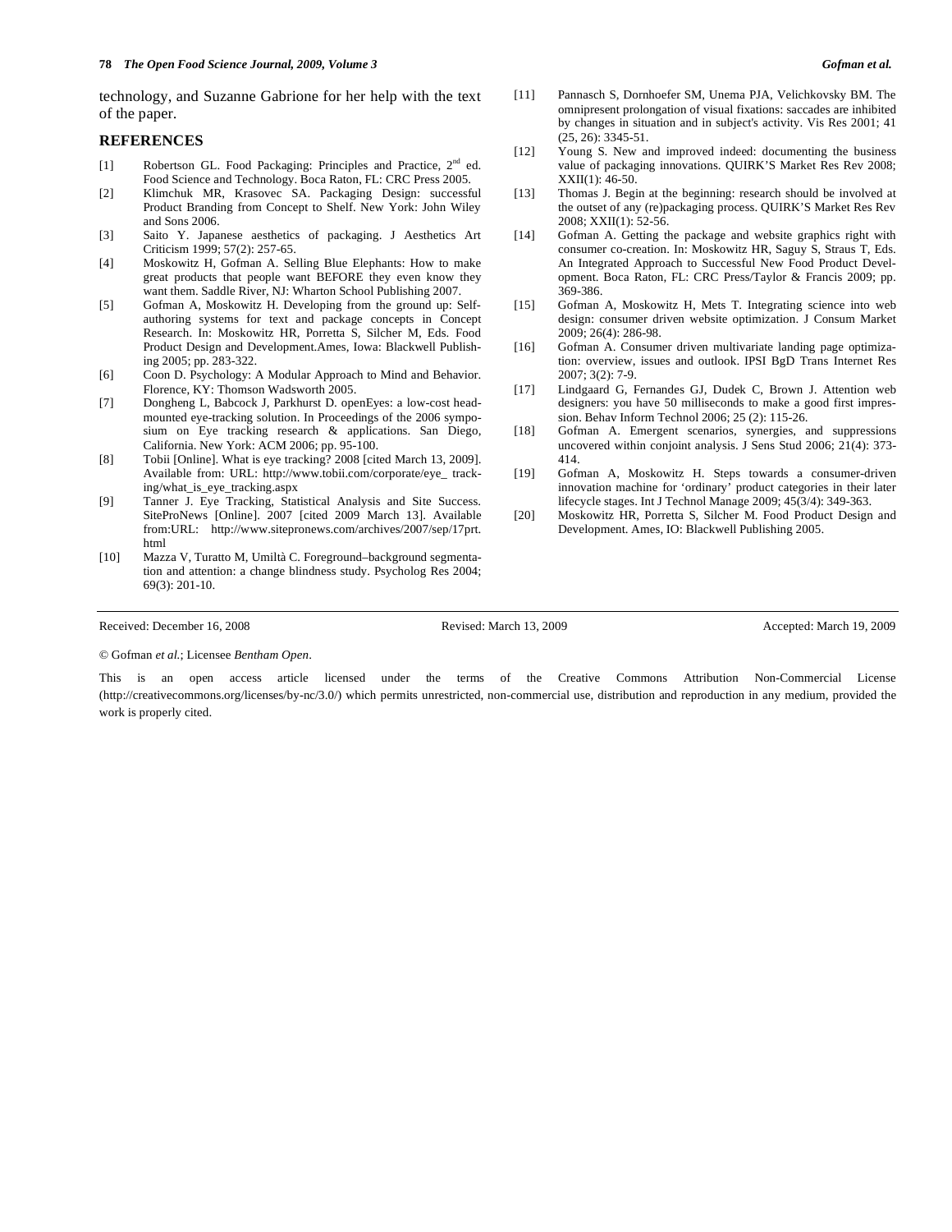technology, and Suzanne Gabrione for her help with the text of the paper.

## REFERENCES

[1] Robertson GL. Food Packaging: Principles and Practice, 2nd ed. Food Science and Technology. Boca Raton, FL: CRC Press 2005.

[2] Klimchuk MR, Krasovec SA. Packaging Design: successful Product Branding from Concept to Shelf. New York: John Wiley and Sons 2006.

[3] Saito Y. Japanese aesthetics of packaging. J Aesthetics Art Criticism 1999; 57(2): 257-65.

[4] Moskowitz H, Gofman A. Selling Blue Elephants: How to make great products that people want BEFORE they even know they want them. Saddle River, NJ: Wharton School Publishing 2007.

[5] Gofman A, Moskowitz H. Developing from the ground up: Self-authoring systems for text and package concepts in Concept Research. In: Moskowitz HR, Porretta S, Silcher M, Eds. Food Product Design and Development.Ames, Iowa: Blackwell Publishing 2005; pp. 283-322.

[6] Coon D. Psychology: A Modular Approach to Mind and Behavior. Florence, KY: Thomson Wadsworth 2005.

[7] Dongheng L, Babcock J, Parkhurst D. openEyes: a low-cost head-mounted eye-tracking solution. In Proceedings of the 2006 symposium on Eye tracking research & applications. San Diego, California. New York: ACM 2006; pp. 95-100.

[8] Tobii [Online]. What is eye tracking? 2008 [cited March 13, 2009]. Available from: URL: http://www.tobii.com/corporate/eye_ tracking/what_is_eye_tracking.aspx

[9] Tanner J. Eye Tracking, Statistical Analysis and Site Success. SiteProNews [Online]. 2007 [cited 2009 March 13]. Available from:URL: http://www.sitepronews.com/archives/2007/sep/17prt.html

[10] Mazza V, Turatto M, Umiltà C. Foreground–background segmentation and attention: a change blindness study. Psycholog Res 2004; 69(3): 201-10.

[11] Pannasch S, Dornhoefer SM, Unema PJA, Velichkovsky BM. The omnipresent prolongation of visual fixations: saccades are inhibited by changes in situation and in subject's activity. Vis Res 2001; 41 (25, 26): 3345-51.

[12] Young S. New and improved indeed: documenting the business value of packaging innovations. QUIRK'S Market Res Rev 2008; XXII(1): 46-50.

[13] Thomas J. Begin at the beginning: research should be involved at the outset of any (re)packaging process. QUIRK'S Market Res Rev 2008; XXII(1): 52-56.

[14] Gofman A. Getting the package and website graphics right with consumer co-creation. In: Moskowitz HR, Saguy S, Straus T, Eds. An Integrated Approach to Successful New Food Product Development. Boca Raton, FL: CRC Press/Taylor & Francis 2009; pp. 369-386.

[15] Gofman A, Moskowitz H, Mets T. Integrating science into web design: consumer driven website optimization. J Consum Market 2009; 26(4): 286-98.

[16] Gofman A. Consumer driven multivariate landing page optimization: overview, issues and outlook. IPSI BgD Trans Internet Res 2007; 3(2): 7-9.

[17] Lindgaard G, Fernandes GJ, Dudek C, Brown J. Attention web designers: you have 50 milliseconds to make a good first impression. Behav Inform Technol 2006; 25 (2): 115-26.

[18] Gofman A. Emergent scenarios, synergies, and suppressions uncovered within conjoint analysis. J Sens Stud 2006; 21(4): 373-414.

[19] Gofman A, Moskowitz H. Steps towards a consumer-driven innovation machine for 'ordinary' product categories in their later lifecycle stages. Int J Technol Manage 2009; 45(3/4): 349-363.

[20] Moskowitz HR, Porretta S, Silcher M. Food Product Design and Development. Ames, IO: Blackwell Publishing 2005.

Received: December 16, 2008 Revised: March 13, 2009 Accepted: March 19, 2009

© Gofman *et al.*; Licensee *Bentham Open*.

This is an open access article licensed under the terms of the Creative Commons Attribution Non-Commercial License (http://creativecommons.org/licenses/by-nc/3.0/) which permits unrestricted, non-commercial use, distribution and reproduction in any medium, provided the work is properly cited.